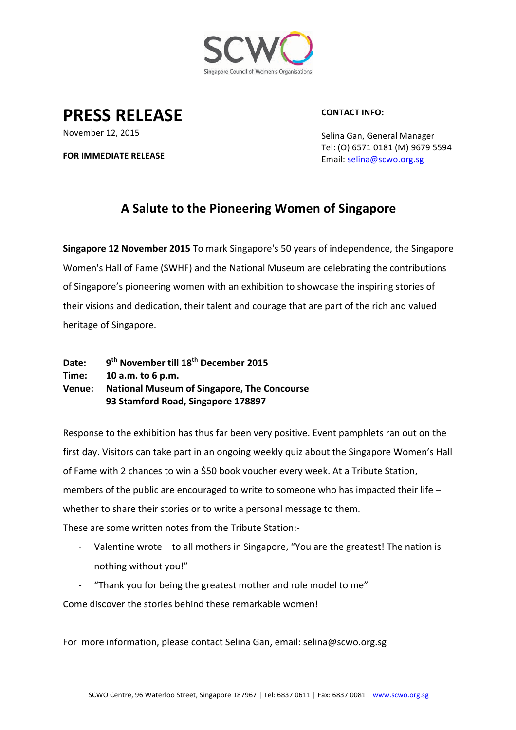SCWO

Singapore Council of Women's Organisations

# PRESS RELEASE

November 12, 2015

**FOR IMMEDIATE RELEASE**

**CONTACT INFO:**

Selina Gan, General Manager
Tel: (O) 6571 0181 (M) 9679 5594
Email: selina@scwo.org.sg

## A Salute to the Pioneering Women of Singapore

**Singapore 12 November 2015** To mark Singapore's 50 years of independence, the Singapore Women's Hall of Fame (SWHF) and the National Museum are celebrating the contributions of Singapore's pioneering women with an exhibition to showcase the inspiring stories of their visions and dedication, their talent and courage that are part of the rich and valued heritage of Singapore.

**Date:** **9th November till 18th December 2015**
**Time:** **10 a.m. to 6 p.m.**
**Venue:** **National Museum of Singapore, The Concourse**
**93 Stamford Road, Singapore 178897**

Response to the exhibition has thus far been very positive. Event pamphlets ran out on the first day. Visitors can take part in an ongoing weekly quiz about the Singapore Women's Hall of Fame with 2 chances to win a $50 book voucher every week. At a Tribute Station, members of the public are encouraged to write to someone who has impacted their life – whether to share their stories or to write a personal message to them.

These are some written notes from the Tribute Station:-

- Valentine wrote – to all mothers in Singapore, "You are the greatest! The nation is nothing without you!"
- "Thank you for being the greatest mother and role model to me"

Come discover the stories behind these remarkable women!

For more information, please contact Selina Gan, email: selina@scwo.org.sg

SCWO Centre, 96 Waterloo Street, Singapore 187967 | Tel: 6837 0611 | Fax: 6837 0081 | www.scwo.org.sg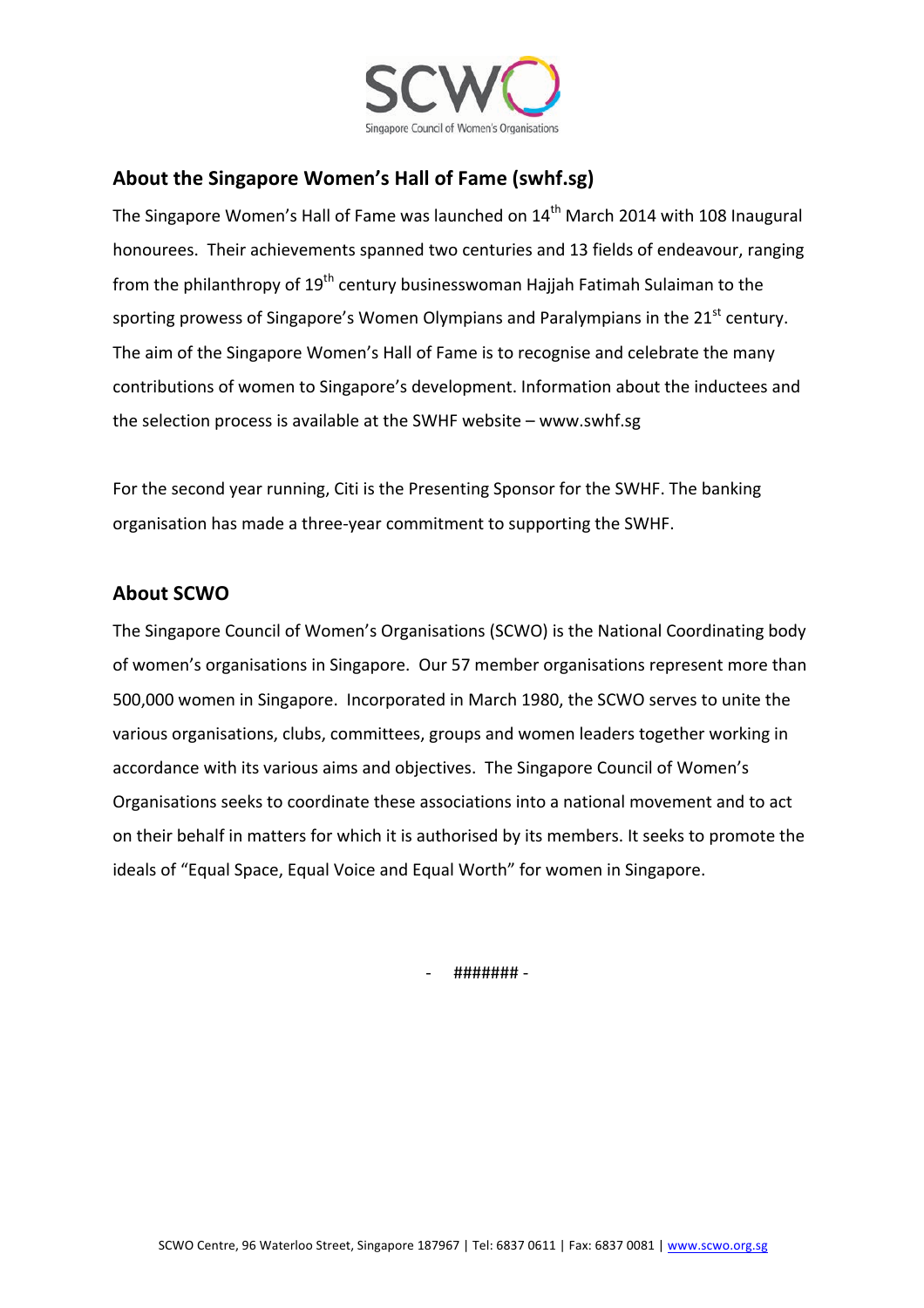## About the Singapore Women's Hall of Fame (swhf.sg)

The Singapore Women's Hall of Fame was launched on 14th March 2014 with 108 Inaugural honourees. Their achievements spanned two centuries and 13 fields of endeavour, ranging from the philanthropy of 19th century businesswoman Hajjah Fatimah Sulaiman to the sporting prowess of Singapore's Women Olympians and Paralympians in the 21st century. The aim of the Singapore Women's Hall of Fame is to recognise and celebrate the many contributions of women to Singapore's development. Information about the inductees and the selection process is available at the SWHF website – www.swhf.sg

For the second year running, Citi is the Presenting Sponsor for the SWHF. The banking organisation has made a three-year commitment to supporting the SWHF.

## About SCWO

The Singapore Council of Women's Organisations (SCWO) is the National Coordinating body of women's organisations in Singapore. Our 57 member organisations represent more than 500,000 women in Singapore. Incorporated in March 1980, the SCWO serves to unite the various organisations, clubs, committees, groups and women leaders together working in accordance with its various aims and objectives. The Singapore Council of Women's Organisations seeks to coordinate these associations into a national movement and to act on their behalf in matters for which it is authorised by its members. It seeks to promote the ideals of "Equal Space, Equal Voice and Equal Worth" for women in Singapore.

\- ####### -